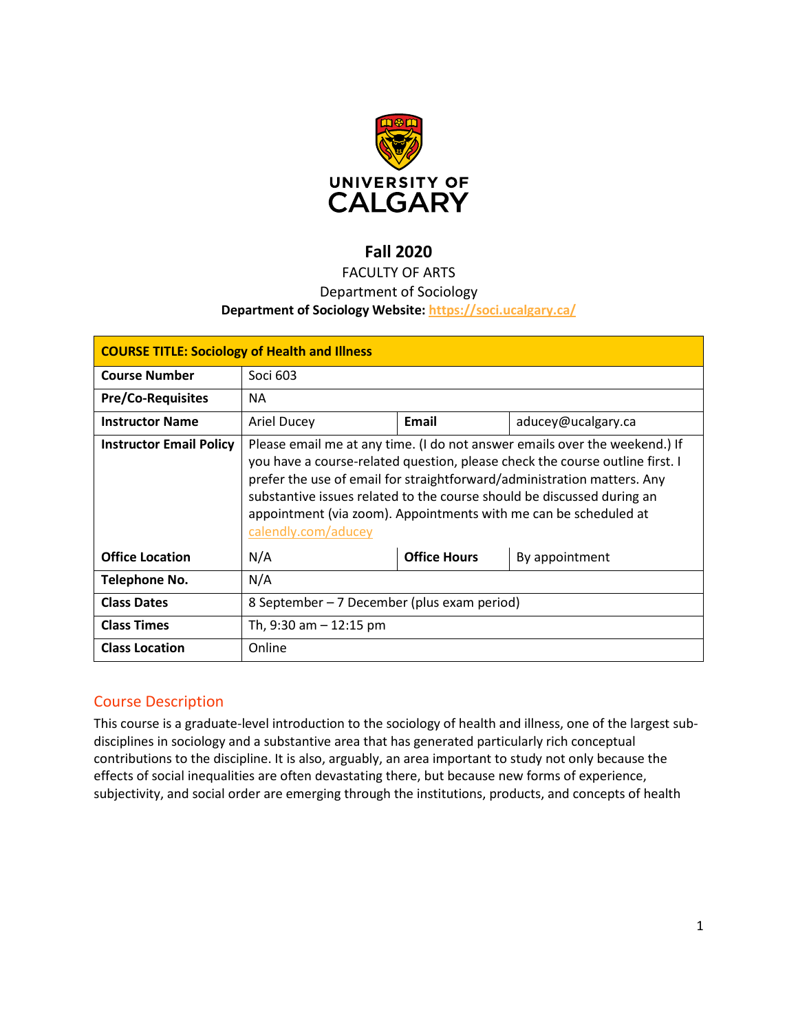UNIVERSITY OF CALGARY

# Fall 2020

FACULTY OF ARTS

Department of Sociology

**Department of Sociology Website: [https://soci.ucalgary.ca/](https://soci.ucalgary.ca/)**

| **COURSE TITLE: Sociology of Health and Illness** | | | |
|---|---|---|---|
| **Course Number** | Soci 603 | | |
| **Pre/Co-Requisites** | NA | | |
| **Instructor Name** | Ariel Ducey | **Email** | aducey@ucalgary.ca |
| **Instructor Email Policy** | Please email me at any time. (I do not answer emails over the weekend.) If you have a course-related question, please check the course outline first. I prefer the use of email for straightforward/administration matters. Any substantive issues related to the course should be discussed during an appointment (via zoom). Appointments with me can be scheduled at calendly.com/aducey | | |
| **Office Location** | N/A | **Office Hours** | By appointment |
| **Telephone No.** | N/A | | |
| **Class Dates** | 8 September – 7 December (plus exam period) | | |
| **Class Times** | Th, 9:30 am – 12:15 pm | | |
| **Class Location** | Online | | |

## Course Description

This course is a graduate-level introduction to the sociology of health and illness, one of the largest sub-disciplines in sociology and a substantive area that has generated particularly rich conceptual contributions to the discipline. It is also, arguably, an area important to study not only because the effects of social inequalities are often devastating there, but because new forms of experience, subjectivity, and social order are emerging through the institutions, products, and concepts of health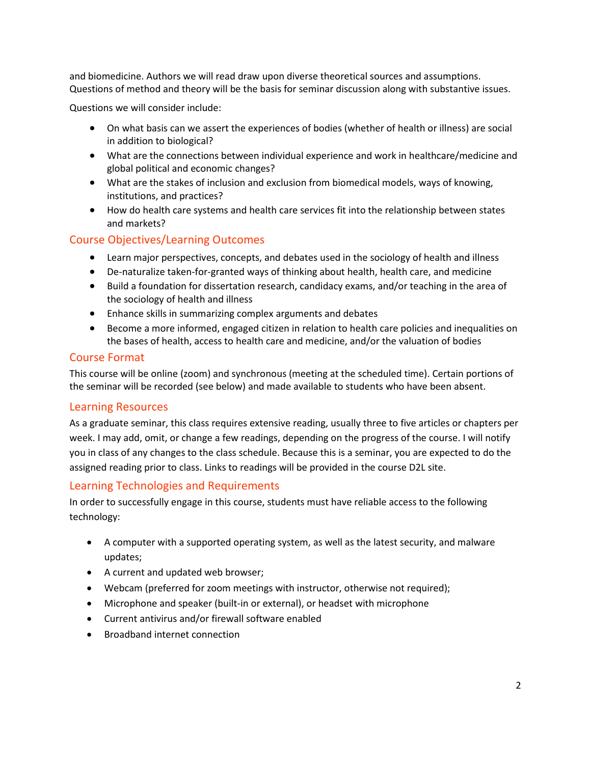and biomedicine. Authors we will read draw upon diverse theoretical sources and assumptions. Questions of method and theory will be the basis for seminar discussion along with substantive issues.

Questions we will consider include:

- On what basis can we assert the experiences of bodies (whether of health or illness) are social in addition to biological?
- What are the connections between individual experience and work in healthcare/medicine and global political and economic changes?
- What are the stakes of inclusion and exclusion from biomedical models, ways of knowing, institutions, and practices?
- How do health care systems and health care services fit into the relationship between states and markets?

## Course Objectives/Learning Outcomes

- Learn major perspectives, concepts, and debates used in the sociology of health and illness
- De-naturalize taken-for-granted ways of thinking about health, health care, and medicine
- Build a foundation for dissertation research, candidacy exams, and/or teaching in the area of the sociology of health and illness
- Enhance skills in summarizing complex arguments and debates
- Become a more informed, engaged citizen in relation to health care policies and inequalities on the bases of health, access to health care and medicine, and/or the valuation of bodies

## Course Format

This course will be online (zoom) and synchronous (meeting at the scheduled time). Certain portions of the seminar will be recorded (see below) and made available to students who have been absent.

## Learning Resources

As a graduate seminar, this class requires extensive reading, usually three to five articles or chapters per week. I may add, omit, or change a few readings, depending on the progress of the course. I will notify you in class of any changes to the class schedule. Because this is a seminar, you are expected to do the assigned reading prior to class. Links to readings will be provided in the course D2L site.

## Learning Technologies and Requirements

In order to successfully engage in this course, students must have reliable access to the following technology:

- A computer with a supported operating system, as well as the latest security, and malware updates;
- A current and updated web browser;
- Webcam (preferred for zoom meetings with instructor, otherwise not required);
- Microphone and speaker (built-in or external), or headset with microphone
- Current antivirus and/or firewall software enabled
- Broadband internet connection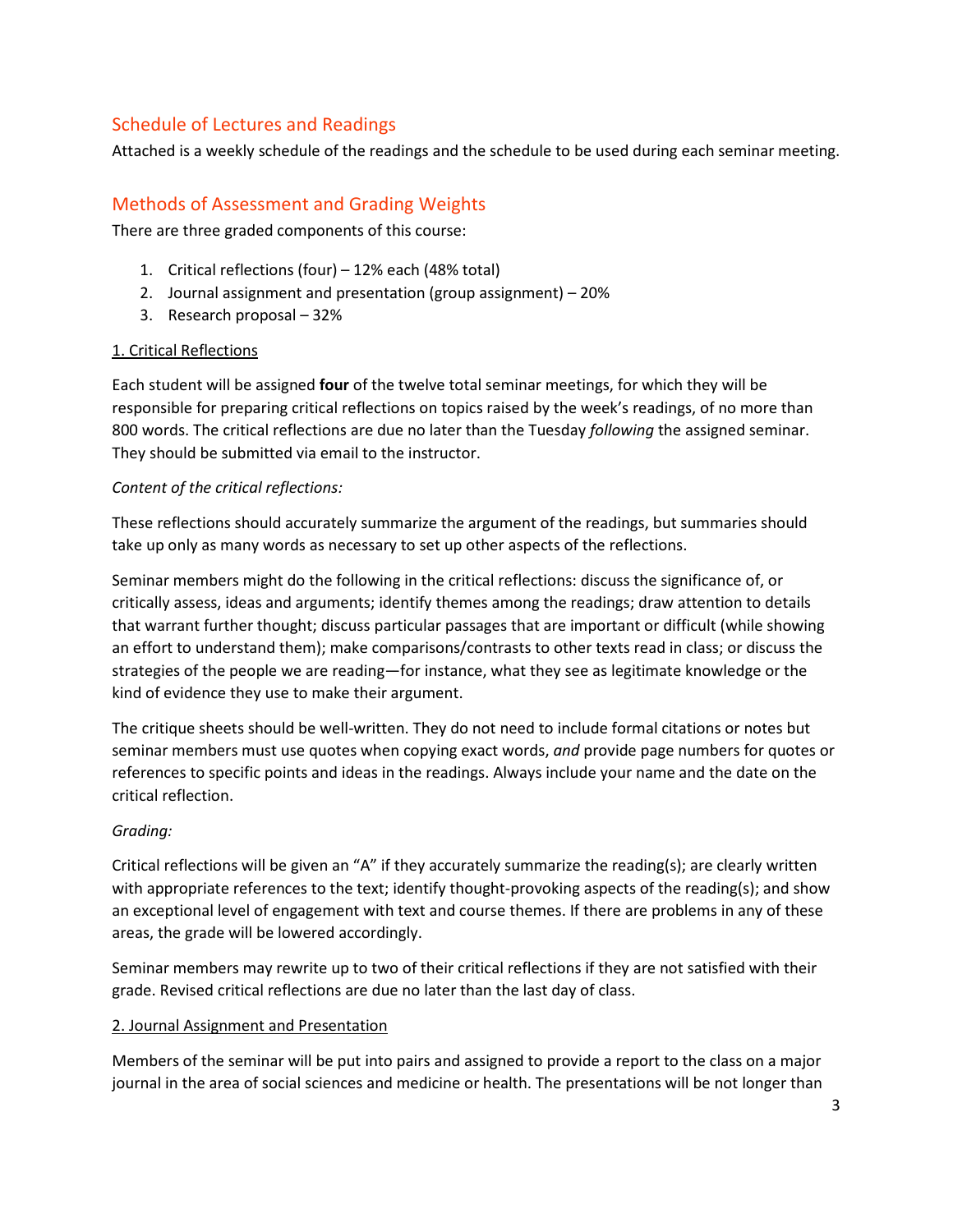## Schedule of Lectures and Readings

Attached is a weekly schedule of the readings and the schedule to be used during each seminar meeting.

## Methods of Assessment and Grading Weights

There are three graded components of this course:

1. Critical reflections (four) – 12% each (48% total)
2. Journal assignment and presentation (group assignment) – 20%
3. Research proposal – 32%

### 1. Critical Reflections

Each student will be assigned **four** of the twelve total seminar meetings, for which they will be responsible for preparing critical reflections on topics raised by the week's readings, of no more than 800 words. The critical reflections are due no later than the Tuesday *following* the assigned seminar. They should be submitted via email to the instructor.

*Content of the critical reflections:*

These reflections should accurately summarize the argument of the readings, but summaries should take up only as many words as necessary to set up other aspects of the reflections.

Seminar members might do the following in the critical reflections: discuss the significance of, or critically assess, ideas and arguments; identify themes among the readings; draw attention to details that warrant further thought; discuss particular passages that are important or difficult (while showing an effort to understand them); make comparisons/contrasts to other texts read in class; or discuss the strategies of the people we are reading—for instance, what they see as legitimate knowledge or the kind of evidence they use to make their argument.

The critique sheets should be well-written. They do not need to include formal citations or notes but seminar members must use quotes when copying exact words, *and* provide page numbers for quotes or references to specific points and ideas in the readings. Always include your name and the date on the critical reflection.

*Grading:*

Critical reflections will be given an "A" if they accurately summarize the reading(s); are clearly written with appropriate references to the text; identify thought-provoking aspects of the reading(s); and show an exceptional level of engagement with text and course themes. If there are problems in any of these areas, the grade will be lowered accordingly.

Seminar members may rewrite up to two of their critical reflections if they are not satisfied with their grade. Revised critical reflections are due no later than the last day of class.

### 2. Journal Assignment and Presentation

Members of the seminar will be put into pairs and assigned to provide a report to the class on a major journal in the area of social sciences and medicine or health. The presentations will be not longer than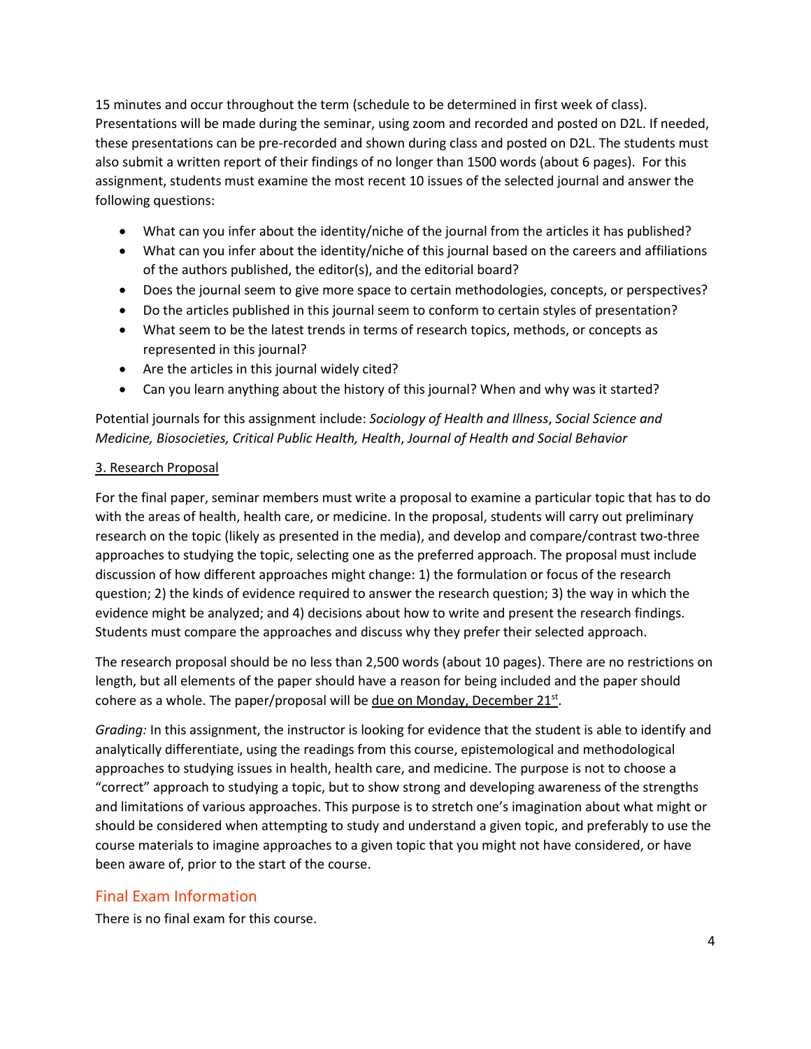15 minutes and occur throughout the term (schedule to be determined in first week of class). Presentations will be made during the seminar, using zoom and recorded and posted on D2L. If needed, these presentations can be pre-recorded and shown during class and posted on D2L. The students must also submit a written report of their findings of no longer than 1500 words (about 6 pages). For this assignment, students must examine the most recent 10 issues of the selected journal and answer the following questions:

- What can you infer about the identity/niche of the journal from the articles it has published?
- What can you infer about the identity/niche of this journal based on the careers and affiliations of the authors published, the editor(s), and the editorial board?
- Does the journal seem to give more space to certain methodologies, concepts, or perspectives?
- Do the articles published in this journal seem to conform to certain styles of presentation?
- What seem to be the latest trends in terms of research topics, methods, or concepts as represented in this journal?
- Are the articles in this journal widely cited?
- Can you learn anything about the history of this journal? When and why was it started?

Potential journals for this assignment include: *Sociology of Health and Illness*, *Social Science and Medicine, Biosocieties, Critical Public Health, Health*, *Journal of Health and Social Behavior*

<u>3. Research Proposal</u>

For the final paper, seminar members must write a proposal to examine a particular topic that has to do with the areas of health, health care, or medicine. In the proposal, students will carry out preliminary research on the topic (likely as presented in the media), and develop and compare/contrast two-three approaches to studying the topic, selecting one as the preferred approach. The proposal must include discussion of how different approaches might change: 1) the formulation or focus of the research question; 2) the kinds of evidence required to answer the research question; 3) the way in which the evidence might be analyzed; and 4) decisions about how to write and present the research findings. Students must compare the approaches and discuss why they prefer their selected approach.

The research proposal should be no less than 2,500 words (about 10 pages). There are no restrictions on length, but all elements of the paper should have a reason for being included and the paper should cohere as a whole. The paper/proposal will be <u>due on Monday, December 21st</u>.

*Grading:* In this assignment, the instructor is looking for evidence that the student is able to identify and analytically differentiate, using the readings from this course, epistemological and methodological approaches to studying issues in health, health care, and medicine. The purpose is not to choose a "correct" approach to studying a topic, but to show strong and developing awareness of the strengths and limitations of various approaches. This purpose is to stretch one's imagination about what might or should be considered when attempting to study and understand a given topic, and preferably to use the course materials to imagine approaches to a given topic that you might not have considered, or have been aware of, prior to the start of the course.

## Final Exam Information

There is no final exam for this course.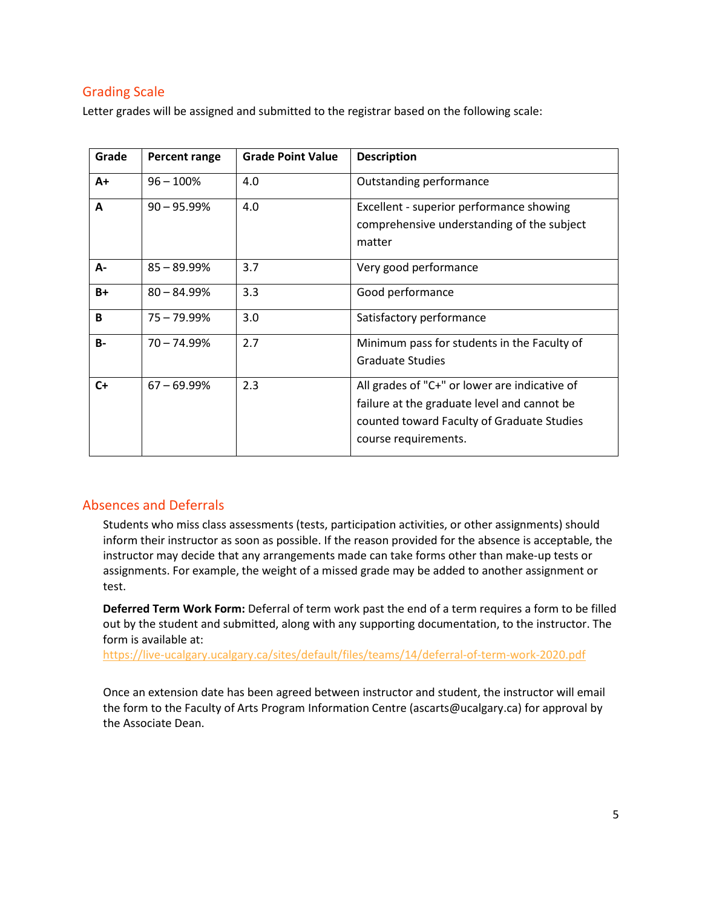## Grading Scale

Letter grades will be assigned and submitted to the registrar based on the following scale:

| Grade | Percent range | Grade Point Value | Description |
|---|---|---|---|
| **A+** | 96 – 100% | 4.0 | Outstanding performance |
| **A** | 90 – 95.99% | 4.0 | Excellent - superior performance showing comprehensive understanding of the subject matter |
| **A-** | 85 – 89.99% | 3.7 | Very good performance |
| **B+** | 80 – 84.99% | 3.3 | Good performance |
| **B** | 75 – 79.99% | 3.0 | Satisfactory performance |
| **B-** | 70 – 74.99% | 2.7 | Minimum pass for students in the Faculty of Graduate Studies |
| **C+** | 67 – 69.99% | 2.3 | All grades of "C+" or lower are indicative of failure at the graduate level and cannot be counted toward Faculty of Graduate Studies course requirements. |

## Absences and Deferrals

Students who miss class assessments (tests, participation activities, or other assignments) should inform their instructor as soon as possible. If the reason provided for the absence is acceptable, the instructor may decide that any arrangements made can take forms other than make-up tests or assignments. For example, the weight of a missed grade may be added to another assignment or test.

**Deferred Term Work Form:** Deferral of term work past the end of a term requires a form to be filled out by the student and submitted, along with any supporting documentation, to the instructor. The form is available at:
https://live-ucalgary.ucalgary.ca/sites/default/files/teams/14/deferral-of-term-work-2020.pdf

Once an extension date has been agreed between instructor and student, the instructor will email the form to the Faculty of Arts Program Information Centre (ascarts@ucalgary.ca) for approval by the Associate Dean.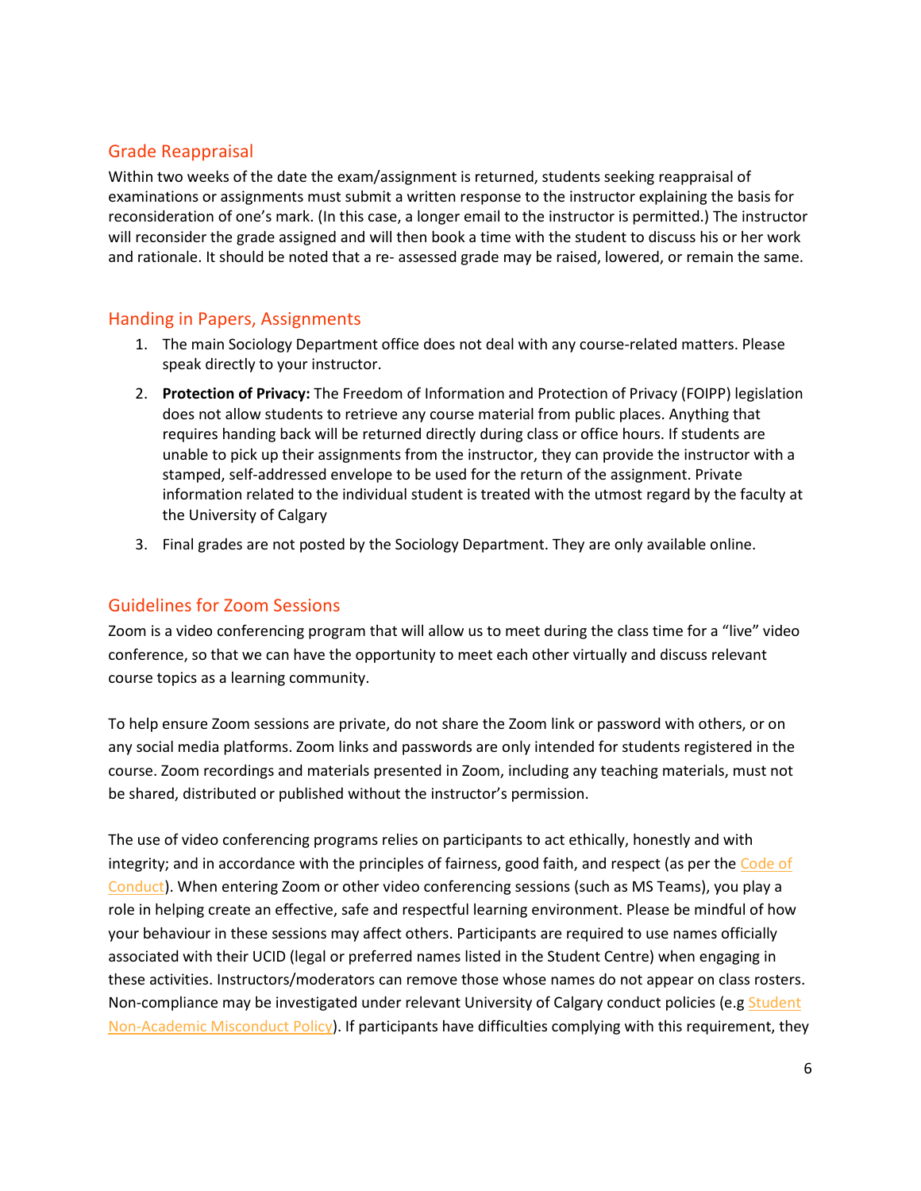## Grade Reappraisal

Within two weeks of the date the exam/assignment is returned, students seeking reappraisal of examinations or assignments must submit a written response to the instructor explaining the basis for reconsideration of one's mark. (In this case, a longer email to the instructor is permitted.) The instructor will reconsider the grade assigned and will then book a time with the student to discuss his or her work and rationale. It should be noted that a re- assessed grade may be raised, lowered, or remain the same.

## Handing in Papers, Assignments

1. The main Sociology Department office does not deal with any course-related matters. Please speak directly to your instructor.
2. **Protection of Privacy:** The Freedom of Information and Protection of Privacy (FOIPP) legislation does not allow students to retrieve any course material from public places. Anything that requires handing back will be returned directly during class or office hours. If students are unable to pick up their assignments from the instructor, they can provide the instructor with a stamped, self-addressed envelope to be used for the return of the assignment. Private information related to the individual student is treated with the utmost regard by the faculty at the University of Calgary
3. Final grades are not posted by the Sociology Department. They are only available online.

## Guidelines for Zoom Sessions

Zoom is a video conferencing program that will allow us to meet during the class time for a "live" video conference, so that we can have the opportunity to meet each other virtually and discuss relevant course topics as a learning community.

To help ensure Zoom sessions are private, do not share the Zoom link or password with others, or on any social media platforms. Zoom links and passwords are only intended for students registered in the course. Zoom recordings and materials presented in Zoom, including any teaching materials, must not be shared, distributed or published without the instructor's permission.

The use of video conferencing programs relies on participants to act ethically, honestly and with integrity; and in accordance with the principles of fairness, good faith, and respect (as per the Code of Conduct). When entering Zoom or other video conferencing sessions (such as MS Teams), you play a role in helping create an effective, safe and respectful learning environment. Please be mindful of how your behaviour in these sessions may affect others. Participants are required to use names officially associated with their UCID (legal or preferred names listed in the Student Centre) when engaging in these activities. Instructors/moderators can remove those whose names do not appear on class rosters. Non-compliance may be investigated under relevant University of Calgary conduct policies (e.g Student Non-Academic Misconduct Policy). If participants have difficulties complying with this requirement, they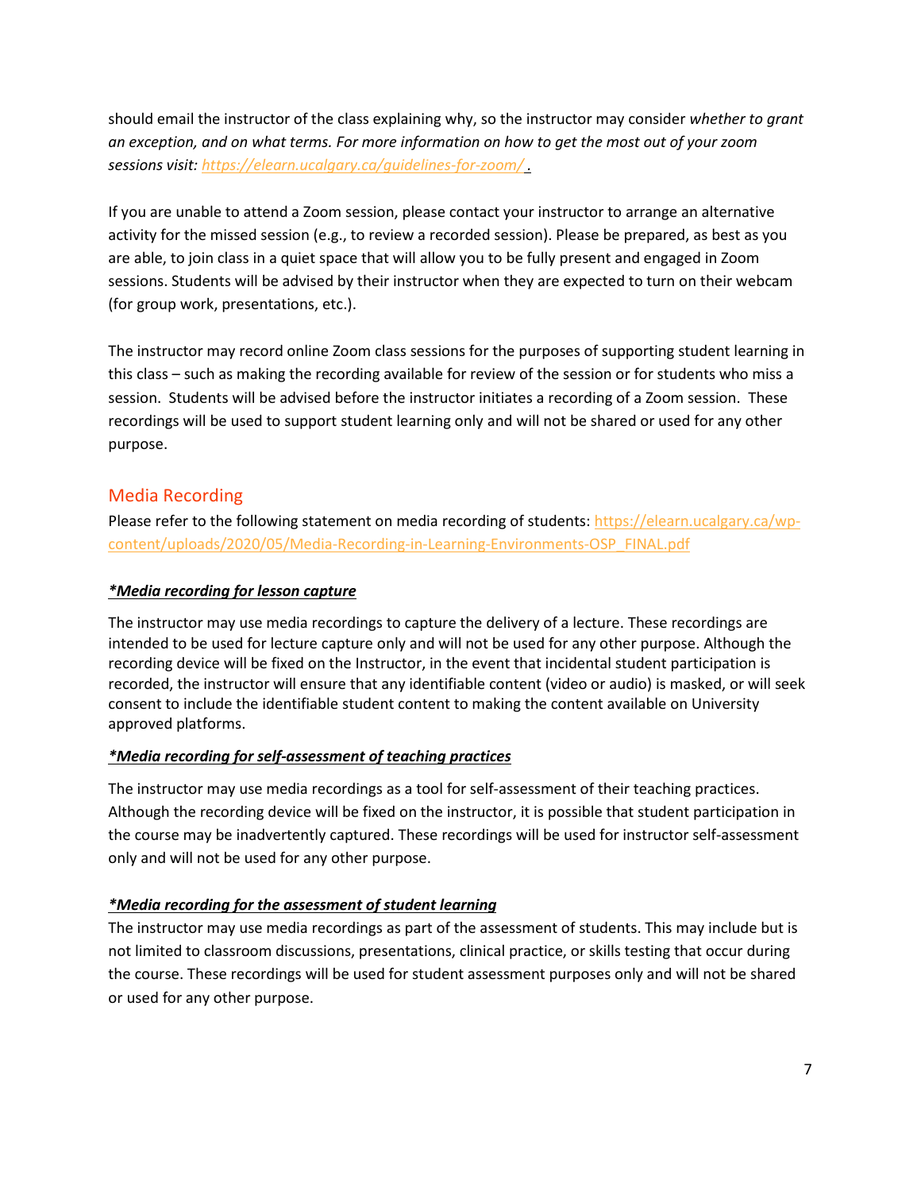should email the instructor of the class explaining why, so the instructor may consider *whether to grant an exception, and on what terms. For more information on how to get the most out of your zoom sessions visit: https://elearn.ucalgary.ca/guidelines-for-zoom/ .*

If you are unable to attend a Zoom session, please contact your instructor to arrange an alternative activity for the missed session (e.g., to review a recorded session). Please be prepared, as best as you are able, to join class in a quiet space that will allow you to be fully present and engaged in Zoom sessions. Students will be advised by their instructor when they are expected to turn on their webcam (for group work, presentations, etc.).

The instructor may record online Zoom class sessions for the purposes of supporting student learning in this class – such as making the recording available for review of the session or for students who miss a session. Students will be advised before the instructor initiates a recording of a Zoom session. These recordings will be used to support student learning only and will not be shared or used for any other purpose.

## Media Recording

Please refer to the following statement on media recording of students: https://elearn.ucalgary.ca/wp-content/uploads/2020/05/Media-Recording-in-Learning-Environments-OSP_FINAL.pdf

***Media recording for lesson capture***

The instructor may use media recordings to capture the delivery of a lecture. These recordings are intended to be used for lecture capture only and will not be used for any other purpose. Although the recording device will be fixed on the Instructor, in the event that incidental student participation is recorded, the instructor will ensure that any identifiable content (video or audio) is masked, or will seek consent to include the identifiable student content to making the content available on University approved platforms.

***Media recording for self-assessment of teaching practices***

The instructor may use media recordings as a tool for self-assessment of their teaching practices. Although the recording device will be fixed on the instructor, it is possible that student participation in the course may be inadvertently captured. These recordings will be used for instructor self-assessment only and will not be used for any other purpose.

***Media recording for the assessment of student learning***

The instructor may use media recordings as part of the assessment of students. This may include but is not limited to classroom discussions, presentations, clinical practice, or skills testing that occur during the course. These recordings will be used for student assessment purposes only and will not be shared or used for any other purpose.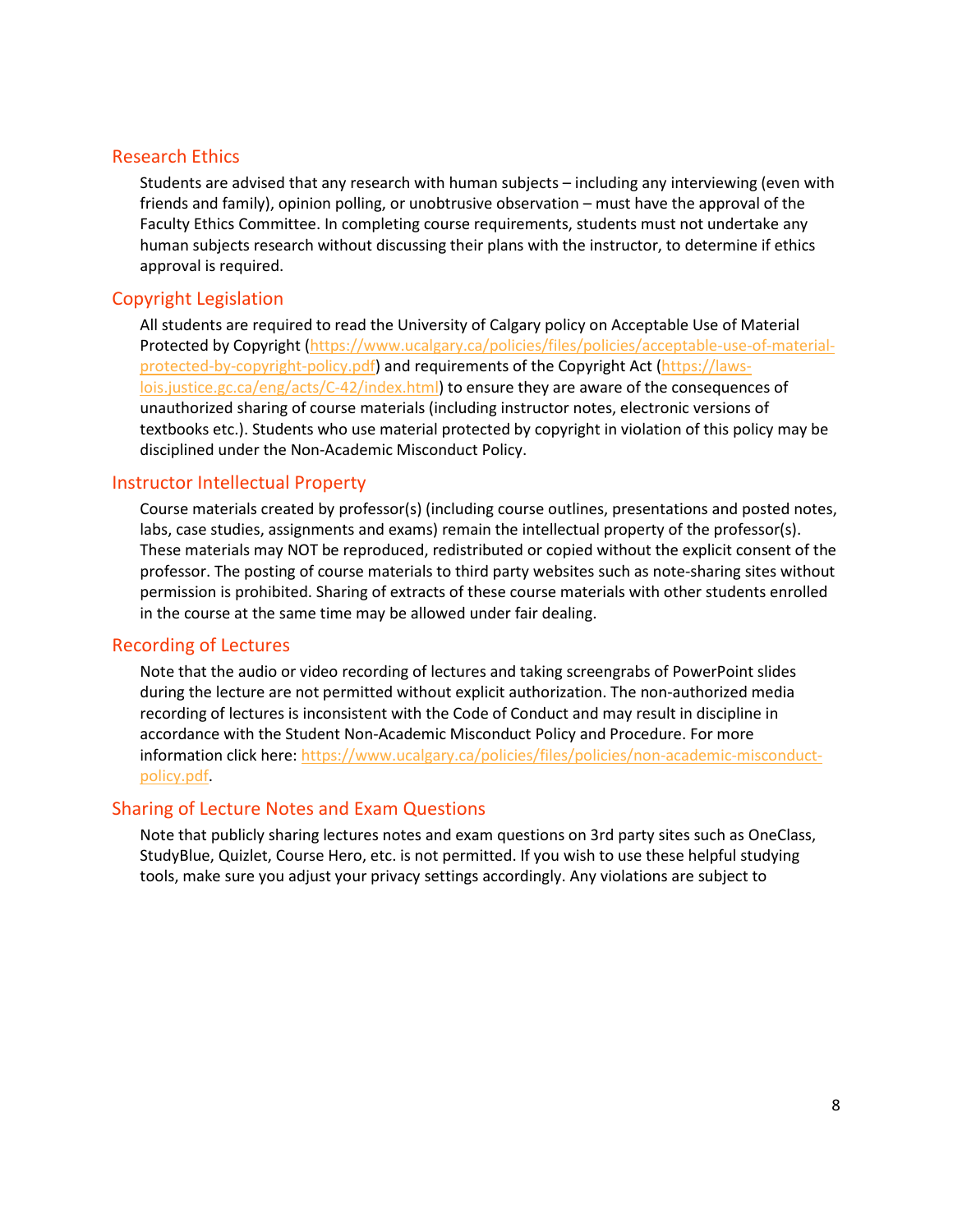## Research Ethics

Students are advised that any research with human subjects – including any interviewing (even with friends and family), opinion polling, or unobtrusive observation – must have the approval of the Faculty Ethics Committee. In completing course requirements, students must not undertake any human subjects research without discussing their plans with the instructor, to determine if ethics approval is required.

## Copyright Legislation

All students are required to read the University of Calgary policy on Acceptable Use of Material Protected by Copyright (https://www.ucalgary.ca/policies/files/policies/acceptable-use-of-material-protected-by-copyright-policy.pdf) and requirements of the Copyright Act (https://laws-lois.justice.gc.ca/eng/acts/C-42/index.html) to ensure they are aware of the consequences of unauthorized sharing of course materials (including instructor notes, electronic versions of textbooks etc.). Students who use material protected by copyright in violation of this policy may be disciplined under the Non-Academic Misconduct Policy.

## Instructor Intellectual Property

Course materials created by professor(s) (including course outlines, presentations and posted notes, labs, case studies, assignments and exams) remain the intellectual property of the professor(s). These materials may NOT be reproduced, redistributed or copied without the explicit consent of the professor. The posting of course materials to third party websites such as note-sharing sites without permission is prohibited. Sharing of extracts of these course materials with other students enrolled in the course at the same time may be allowed under fair dealing.

## Recording of Lectures

Note that the audio or video recording of lectures and taking screengrabs of PowerPoint slides during the lecture are not permitted without explicit authorization. The non-authorized media recording of lectures is inconsistent with the Code of Conduct and may result in discipline in accordance with the Student Non-Academic Misconduct Policy and Procedure. For more information click here: https://www.ucalgary.ca/policies/files/policies/non-academic-misconduct-policy.pdf.

## Sharing of Lecture Notes and Exam Questions

Note that publicly sharing lectures notes and exam questions on 3rd party sites such as OneClass, StudyBlue, Quizlet, Course Hero, etc. is not permitted. If you wish to use these helpful studying tools, make sure you adjust your privacy settings accordingly. Any violations are subject to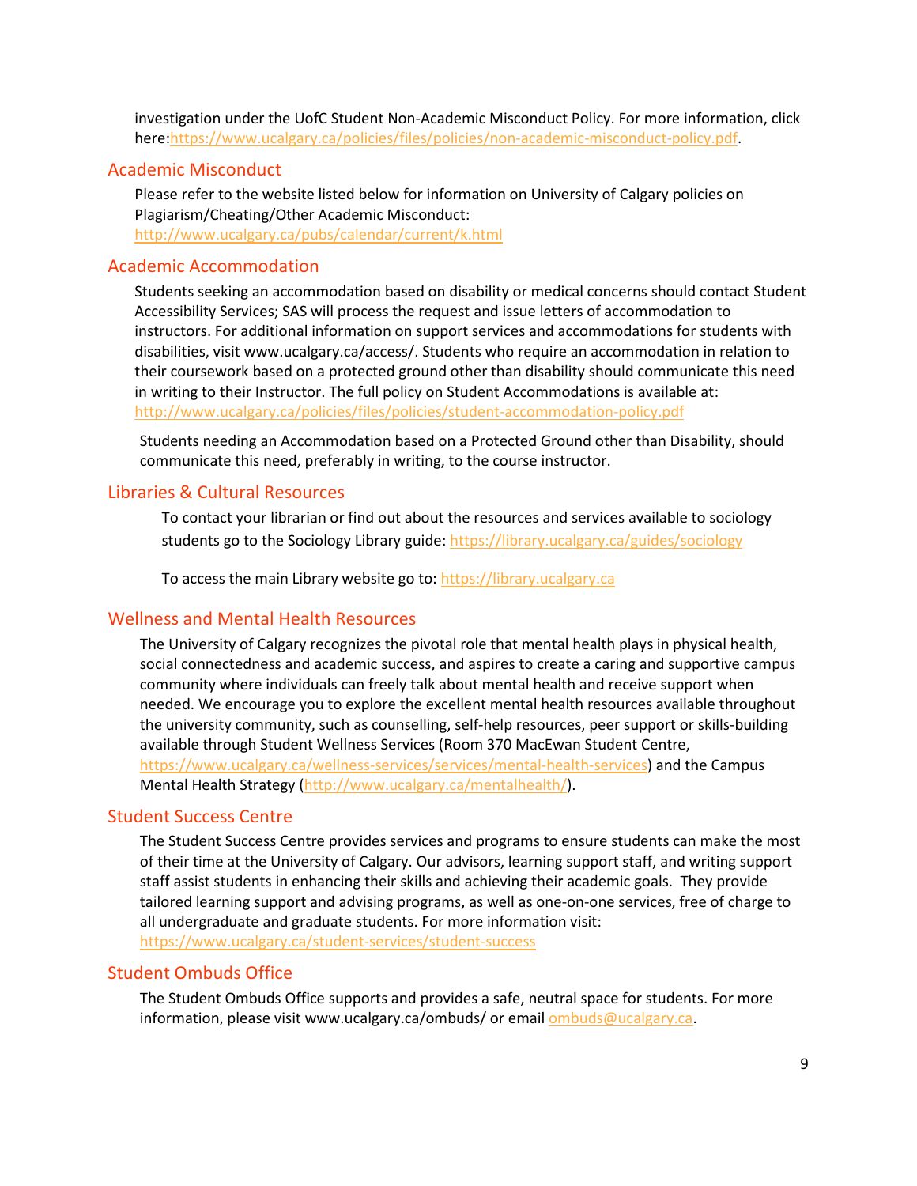investigation under the UofC Student Non-Academic Misconduct Policy. For more information, click here:https://www.ucalgary.ca/policies/files/policies/non-academic-misconduct-policy.pdf.

## Academic Misconduct

Please refer to the website listed below for information on University of Calgary policies on Plagiarism/Cheating/Other Academic Misconduct: http://www.ucalgary.ca/pubs/calendar/current/k.html

## Academic Accommodation

Students seeking an accommodation based on disability or medical concerns should contact Student Accessibility Services; SAS will process the request and issue letters of accommodation to instructors. For additional information on support services and accommodations for students with disabilities, visit www.ucalgary.ca/access/. Students who require an accommodation in relation to their coursework based on a protected ground other than disability should communicate this need in writing to their Instructor. The full policy on Student Accommodations is available at: http://www.ucalgary.ca/policies/files/policies/student-accommodation-policy.pdf

Students needing an Accommodation based on a Protected Ground other than Disability, should communicate this need, preferably in writing, to the course instructor.

## Libraries & Cultural Resources

To contact your librarian or find out about the resources and services available to sociology students go to the Sociology Library guide: https://library.ucalgary.ca/guides/sociology

To access the main Library website go to: https://library.ucalgary.ca

## Wellness and Mental Health Resources

The University of Calgary recognizes the pivotal role that mental health plays in physical health, social connectedness and academic success, and aspires to create a caring and supportive campus community where individuals can freely talk about mental health and receive support when needed. We encourage you to explore the excellent mental health resources available throughout the university community, such as counselling, self-help resources, peer support or skills-building available through Student Wellness Services (Room 370 MacEwan Student Centre, https://www.ucalgary.ca/wellness-services/services/mental-health-services) and the Campus Mental Health Strategy (http://www.ucalgary.ca/mentalhealth/).

## Student Success Centre

The Student Success Centre provides services and programs to ensure students can make the most of their time at the University of Calgary. Our advisors, learning support staff, and writing support staff assist students in enhancing their skills and achieving their academic goals. They provide tailored learning support and advising programs, as well as one-on-one services, free of charge to all undergraduate and graduate students. For more information visit: https://www.ucalgary.ca/student-services/student-success

## Student Ombuds Office

The Student Ombuds Office supports and provides a safe, neutral space for students. For more information, please visit www.ucalgary.ca/ombuds/ or email ombuds@ucalgary.ca.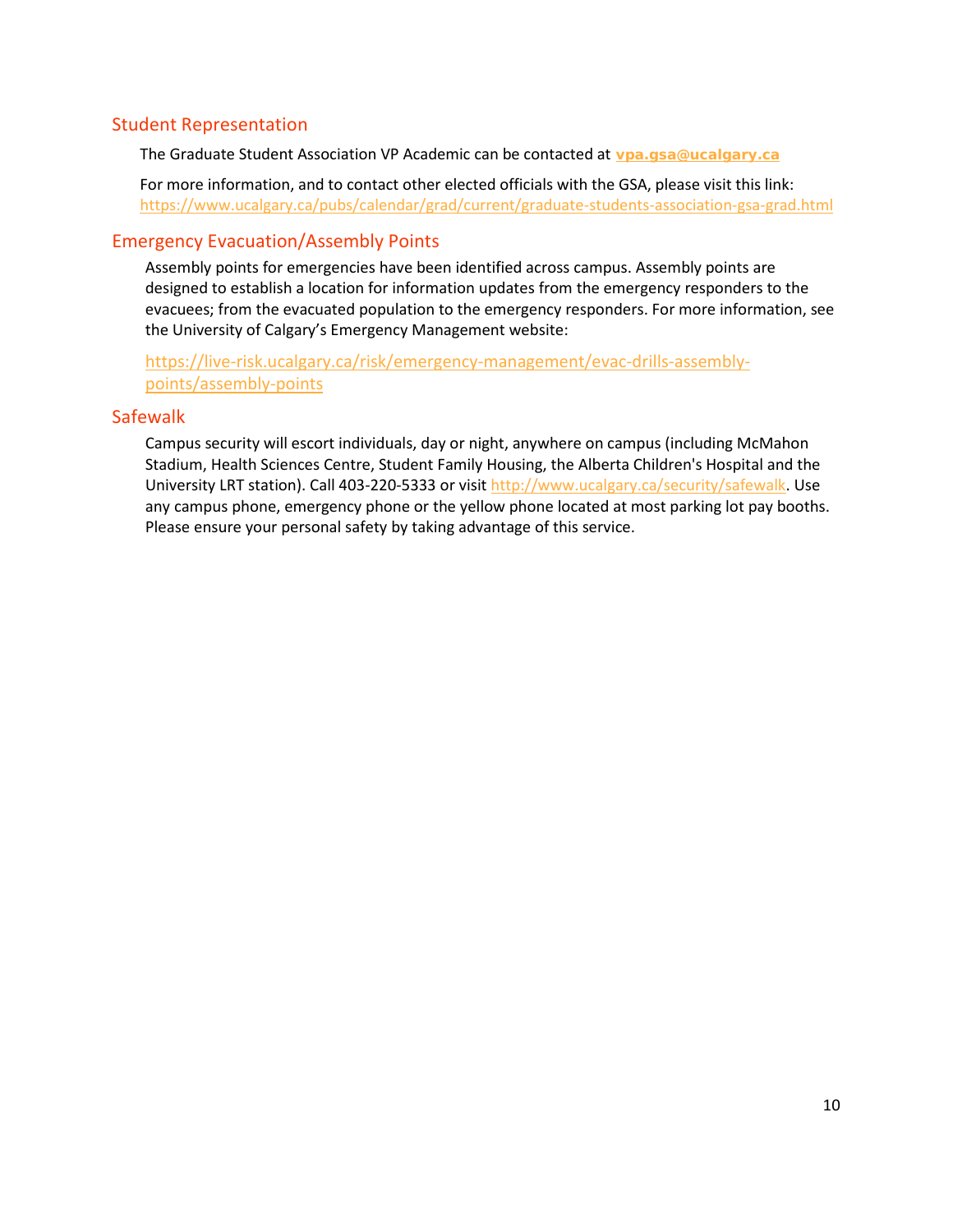## Student Representation

The Graduate Student Association VP Academic can be contacted at **vpa.gsa@ucalgary.ca**

For more information, and to contact other elected officials with the GSA, please visit this link: https://www.ucalgary.ca/pubs/calendar/grad/current/graduate-students-association-gsa-grad.html

## Emergency Evacuation/Assembly Points

Assembly points for emergencies have been identified across campus. Assembly points are designed to establish a location for information updates from the emergency responders to the evacuees; from the evacuated population to the emergency responders. For more information, see the University of Calgary's Emergency Management website:

https://live-risk.ucalgary.ca/risk/emergency-management/evac-drills-assembly-points/assembly-points

## Safewalk

Campus security will escort individuals, day or night, anywhere on campus (including McMahon Stadium, Health Sciences Centre, Student Family Housing, the Alberta Children's Hospital and the University LRT station). Call 403-220-5333 or visit http://www.ucalgary.ca/security/safewalk. Use any campus phone, emergency phone or the yellow phone located at most parking lot pay booths. Please ensure your personal safety by taking advantage of this service.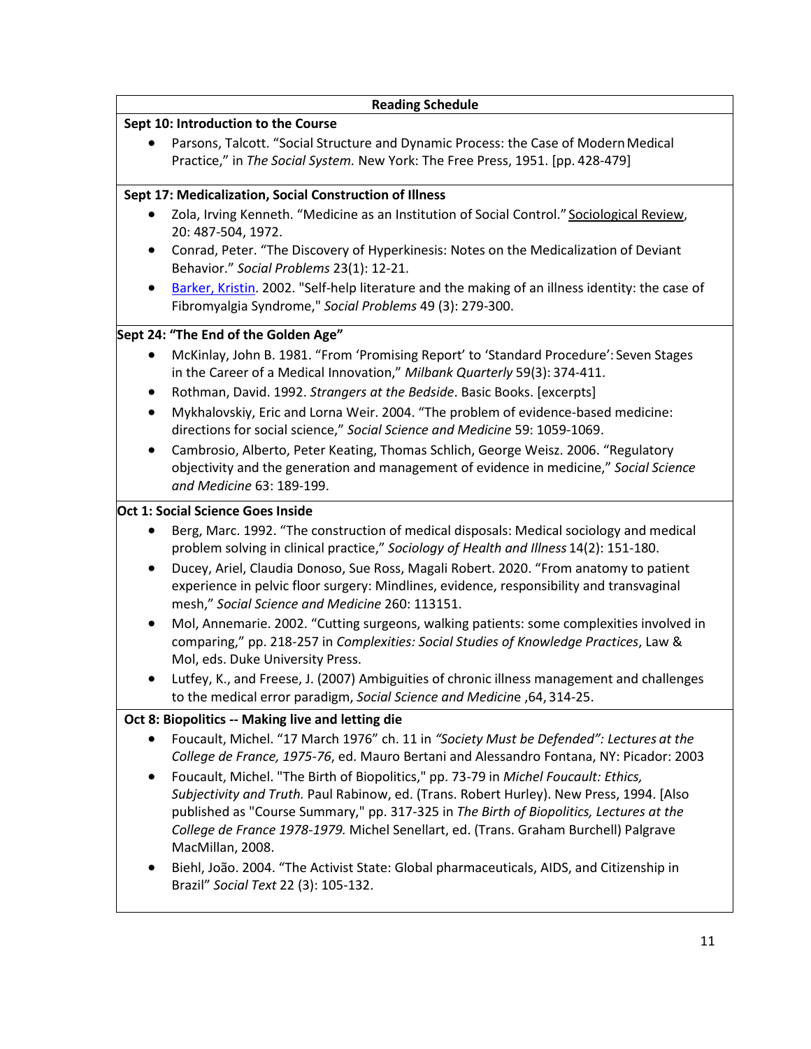## Reading Schedule

**Sept 10: Introduction to the Course**

- Parsons, Talcott. "Social Structure and Dynamic Process: the Case of Modern Medical Practice," in *The Social System.* New York: The Free Press, 1951. [pp. 428-479]

**Sept 17: Medicalization, Social Construction of Illness**

- Zola, Irving Kenneth. "Medicine as an Institution of Social Control." Sociological Review, 20: 487-504, 1972.
- Conrad, Peter. "The Discovery of Hyperkinesis: Notes on the Medicalization of Deviant Behavior." *Social Problems* 23(1): 12-21.
- Barker, Kristin. 2002. "Self-help literature and the making of an illness identity: the case of Fibromyalgia Syndrome," *Social Problems* 49 (3): 279-300.

**Sept 24: "The End of the Golden Age"**

- McKinlay, John B. 1981. "From 'Promising Report' to 'Standard Procedure': Seven Stages in the Career of a Medical Innovation," *Milbank Quarterly* 59(3): 374-411.
- Rothman, David. 1992. *Strangers at the Bedside*. Basic Books. [excerpts]
- Mykhalovskiy, Eric and Lorna Weir. 2004. "The problem of evidence-based medicine: directions for social science," *Social Science and Medicine* 59: 1059-1069.
- Cambrosio, Alberto, Peter Keating, Thomas Schlich, George Weisz. 2006. "Regulatory objectivity and the generation and management of evidence in medicine," *Social Science and Medicine* 63: 189-199.

**Oct 1: Social Science Goes Inside**

- Berg, Marc. 1992. "The construction of medical disposals: Medical sociology and medical problem solving in clinical practice," *Sociology of Health and Illness* 14(2): 151-180.
- Ducey, Ariel, Claudia Donoso, Sue Ross, Magali Robert. 2020. "From anatomy to patient experience in pelvic floor surgery: Mindlines, evidence, responsibility and transvaginal mesh," *Social Science and Medicine* 260: 113151.
- Mol, Annemarie. 2002. "Cutting surgeons, walking patients: some complexities involved in comparing," pp. 218-257 in *Complexities: Social Studies of Knowledge Practices*, Law & Mol, eds. Duke University Press.
- Lutfey, K., and Freese, J. (2007) Ambiguities of chronic illness management and challenges to the medical error paradigm, *Social Science and Medicine* ,64, 314-25.

**Oct 8: Biopolitics -- Making live and letting die**

- Foucault, Michel. "17 March 1976" ch. 11 in *"Society Must be Defended": Lectures at the College de France, 1975-76*, ed. Mauro Bertani and Alessandro Fontana, NY: Picador: 2003
- Foucault, Michel. "The Birth of Biopolitics," pp. 73-79 in *Michel Foucault: Ethics, Subjectivity and Truth.* Paul Rabinow, ed. (Trans. Robert Hurley). New Press, 1994. [Also published as "Course Summary," pp. 317-325 in *The Birth of Biopolitics, Lectures at the College de France 1978-1979.* Michel Senellart, ed. (Trans. Graham Burchell) Palgrave MacMillan, 2008.
- Biehl, João. 2004. "The Activist State: Global pharmaceuticals, AIDS, and Citizenship in Brazil" *Social Text* 22 (3): 105-132.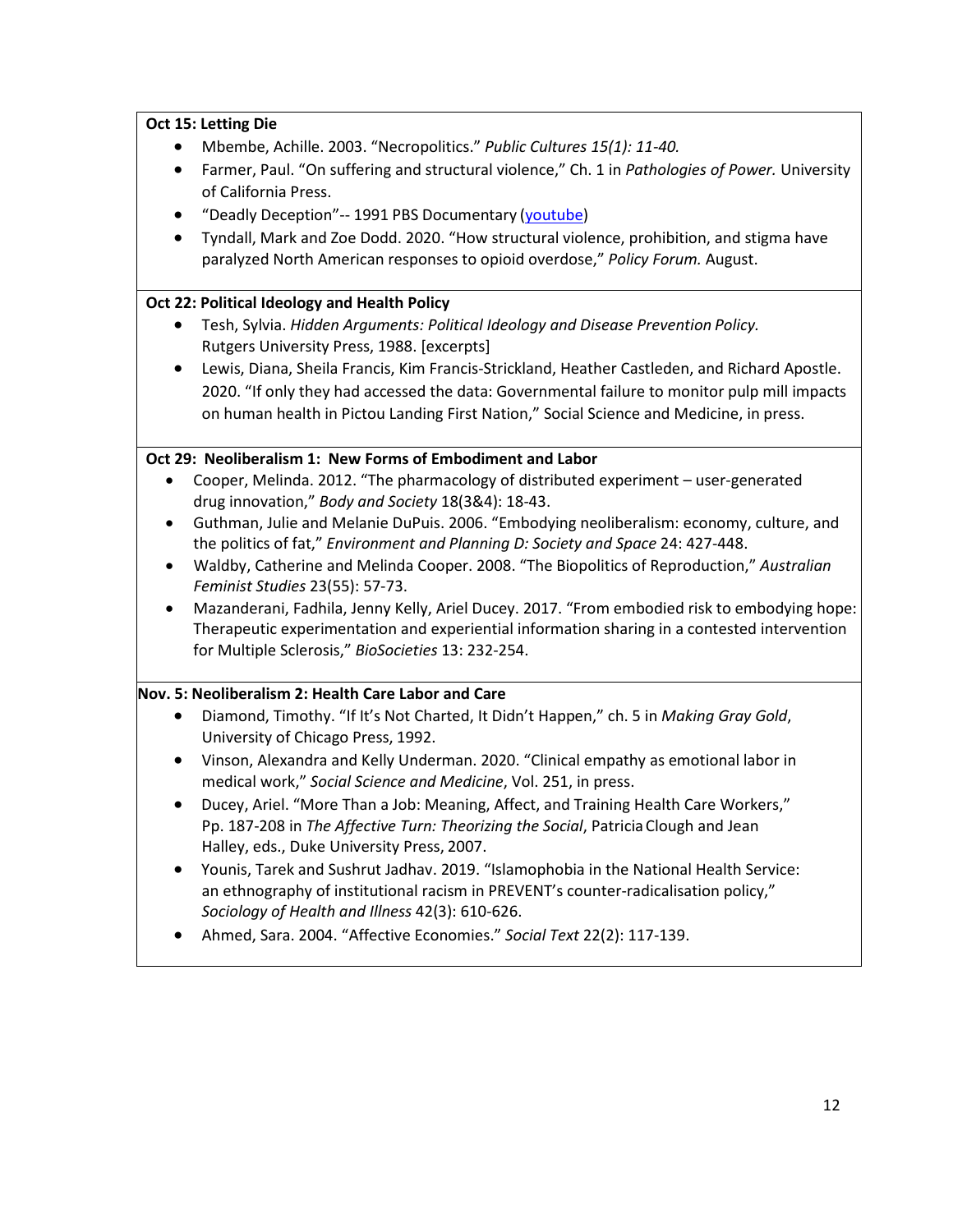**Oct 15: Letting Die**

- Mbembe, Achille. 2003. "Necropolitics." *Public Cultures 15(1): 11-40.*
- Farmer, Paul. "On suffering and structural violence," Ch. 1 in *Pathologies of Power.* University of California Press.
- "Deadly Deception"-- 1991 PBS Documentary (youtube)
- Tyndall, Mark and Zoe Dodd. 2020. "How structural violence, prohibition, and stigma have paralyzed North American responses to opioid overdose," *Policy Forum.* August.

**Oct 22: Political Ideology and Health Policy**

- Tesh, Sylvia. *Hidden Arguments: Political Ideology and Disease Prevention Policy.* Rutgers University Press, 1988. [excerpts]
- Lewis, Diana, Sheila Francis, Kim Francis-Strickland, Heather Castleden, and Richard Apostle. 2020. "If only they had accessed the data: Governmental failure to monitor pulp mill impacts on human health in Pictou Landing First Nation," Social Science and Medicine, in press.

**Oct 29: Neoliberalism 1: New Forms of Embodiment and Labor**

- Cooper, Melinda. 2012. "The pharmacology of distributed experiment – user-generated drug innovation," *Body and Society* 18(3&4): 18-43.
- Guthman, Julie and Melanie DuPuis. 2006. "Embodying neoliberalism: economy, culture, and the politics of fat," *Environment and Planning D: Society and Space* 24: 427-448.
- Waldby, Catherine and Melinda Cooper. 2008. "The Biopolitics of Reproduction," *Australian Feminist Studies* 23(55): 57-73.
- Mazanderani, Fadhila, Jenny Kelly, Ariel Ducey. 2017. "From embodied risk to embodying hope: Therapeutic experimentation and experiential information sharing in a contested intervention for Multiple Sclerosis," *BioSocieties* 13: 232-254.

**Nov. 5: Neoliberalism 2: Health Care Labor and Care**

- Diamond, Timothy. "If It's Not Charted, It Didn't Happen," ch. 5 in *Making Gray Gold*, University of Chicago Press, 1992.
- Vinson, Alexandra and Kelly Underman. 2020. "Clinical empathy as emotional labor in medical work," *Social Science and Medicine*, Vol. 251, in press.
- Ducey, Ariel. "More Than a Job: Meaning, Affect, and Training Health Care Workers," Pp. 187-208 in *The Affective Turn: Theorizing the Social*, Patricia Clough and Jean Halley, eds., Duke University Press, 2007.
- Younis, Tarek and Sushrut Jadhav. 2019. "Islamophobia in the National Health Service: an ethnography of institutional racism in PREVENT's counter-radicalisation policy," *Sociology of Health and Illness* 42(3): 610-626.
- Ahmed, Sara. 2004. "Affective Economies." *Social Text* 22(2): 117-139.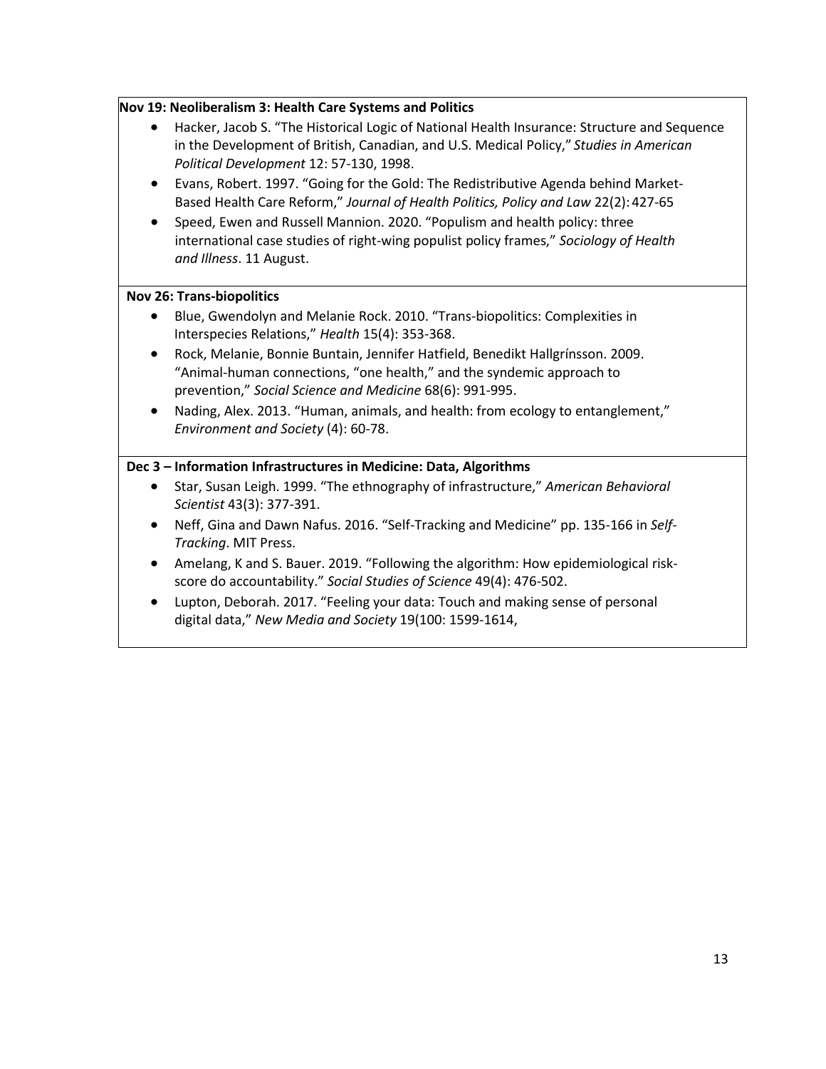**Nov 19: Neoliberalism 3: Health Care Systems and Politics**

- Hacker, Jacob S. "The Historical Logic of National Health Insurance: Structure and Sequence in the Development of British, Canadian, and U.S. Medical Policy," *Studies in American Political Development* 12: 57-130, 1998.
- Evans, Robert. 1997. "Going for the Gold: The Redistributive Agenda behind Market-Based Health Care Reform," *Journal of Health Politics, Policy and Law* 22(2): 427-65
- Speed, Ewen and Russell Mannion. 2020. "Populism and health policy: three international case studies of right-wing populist policy frames," *Sociology of Health and Illness*. 11 August.

**Nov 26: Trans-biopolitics**

- Blue, Gwendolyn and Melanie Rock. 2010. "Trans-biopolitics: Complexities in Interspecies Relations," *Health* 15(4): 353-368.
- Rock, Melanie, Bonnie Buntain, Jennifer Hatfield, Benedikt Hallgrínsson. 2009. "Animal-human connections, "one health," and the syndemic approach to prevention," *Social Science and Medicine* 68(6): 991-995.
- Nading, Alex. 2013. "Human, animals, and health: from ecology to entanglement," *Environment and Society* (4): 60-78.

**Dec 3 – Information Infrastructures in Medicine: Data, Algorithms**

- Star, Susan Leigh. 1999. "The ethnography of infrastructure," *American Behavioral Scientist* 43(3): 377-391.
- Neff, Gina and Dawn Nafus. 2016. "Self-Tracking and Medicine" pp. 135-166 in *Self-Tracking*. MIT Press.
- Amelang, K and S. Bauer. 2019. "Following the algorithm: How epidemiological risk-score do accountability." *Social Studies of Science* 49(4): 476-502.
- Lupton, Deborah. 2017. "Feeling your data: Touch and making sense of personal digital data," *New Media and Society* 19(100: 1599-1614,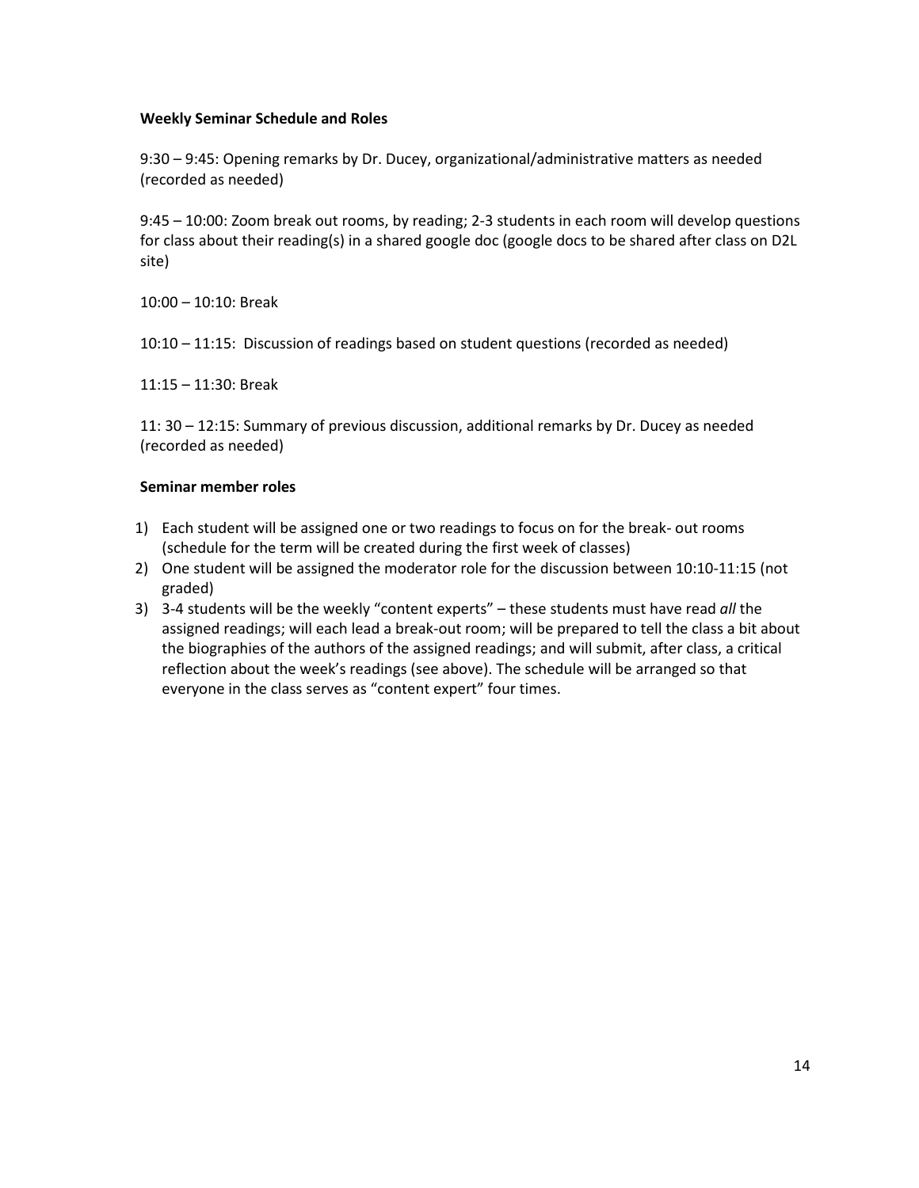**Weekly Seminar Schedule and Roles**

9:30 – 9:45: Opening remarks by Dr. Ducey, organizational/administrative matters as needed (recorded as needed)

9:45 – 10:00: Zoom break out rooms, by reading; 2-3 students in each room will develop questions for class about their reading(s) in a shared google doc (google docs to be shared after class on D2L site)

10:00 – 10:10: Break

10:10 – 11:15: Discussion of readings based on student questions (recorded as needed)

11:15 – 11:30: Break

11: 30 – 12:15: Summary of previous discussion, additional remarks by Dr. Ducey as needed (recorded as needed)

**Seminar member roles**

1) Each student will be assigned one or two readings to focus on for the break- out rooms (schedule for the term will be created during the first week of classes)
2) One student will be assigned the moderator role for the discussion between 10:10-11:15 (not graded)
3) 3-4 students will be the weekly "content experts" – these students must have read *all* the assigned readings; will each lead a break-out room; will be prepared to tell the class a bit about the biographies of the authors of the assigned readings; and will submit, after class, a critical reflection about the week's readings (see above). The schedule will be arranged so that everyone in the class serves as "content expert" four times.